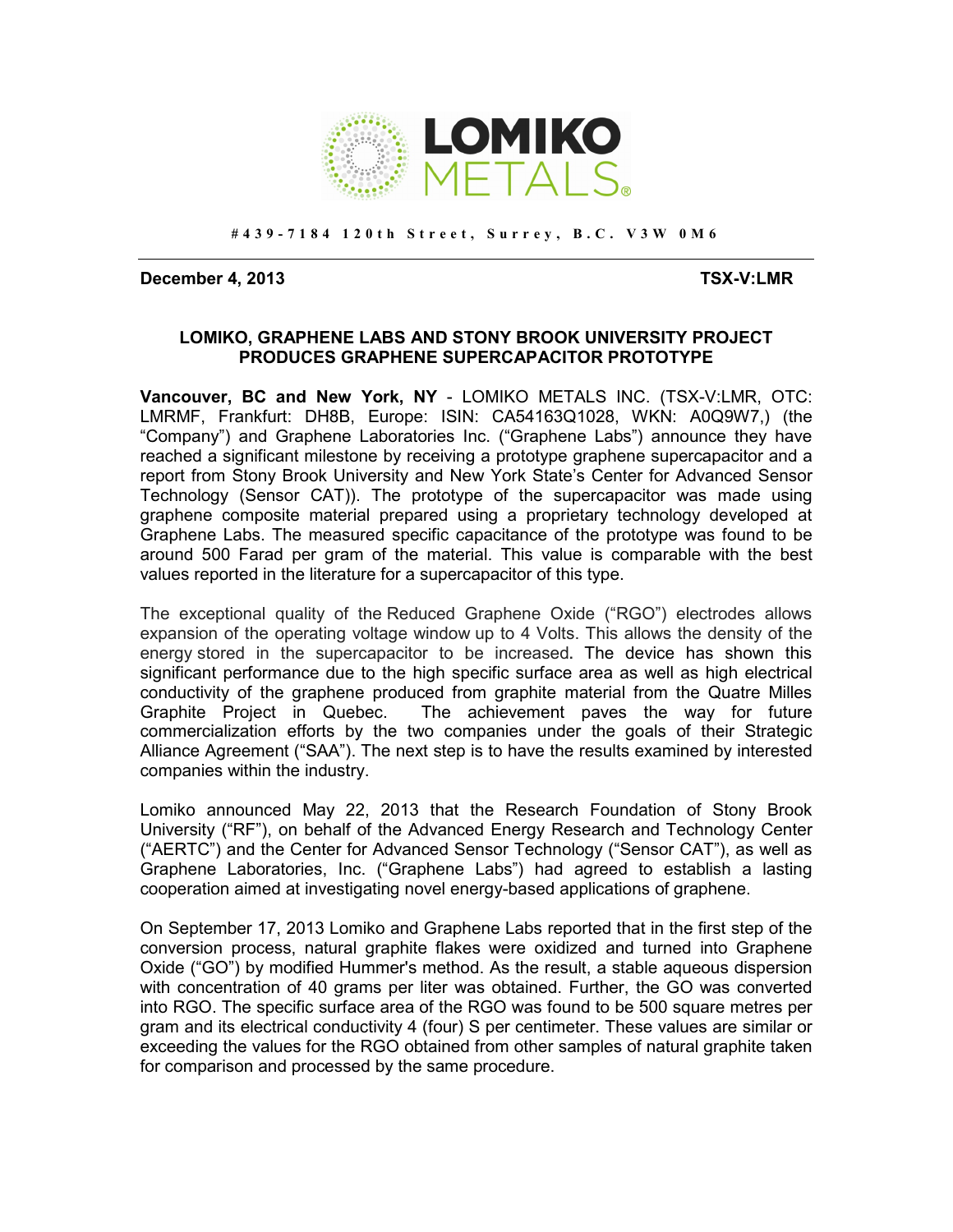**LOMIKO METALS**

#439-7184 120th Street, Surrey, B.C. V3W 0M6

**December 4, 2013** **TSX-V:LMR**

## LOMIKO, GRAPHENE LABS AND STONY BROOK UNIVERSITY PROJECT PRODUCES GRAPHENE SUPERCAPACITOR PROTOTYPE

**Vancouver, BC and New York, NY** - LOMIKO METALS INC. (TSX-V:LMR, OTC: LMRMF, Frankfurt: DH8B, Europe: ISIN: CA54163Q1028, WKN: A0Q9W7,) (the "Company") and Graphene Laboratories Inc. ("Graphene Labs") announce they have reached a significant milestone by receiving a prototype graphene supercapacitor and a report from Stony Brook University and New York State's Center for Advanced Sensor Technology (Sensor CAT)). The prototype of the supercapacitor was made using graphene composite material prepared using a proprietary technology developed at Graphene Labs. The measured specific capacitance of the prototype was found to be around 500 Farad per gram of the material. This value is comparable with the best values reported in the literature for a supercapacitor of this type.

The exceptional quality of the Reduced Graphene Oxide ("RGO") electrodes allows expansion of the operating voltage window up to 4 Volts. This allows the density of the energy stored in the supercapacitor to be increased. The device has shown this significant performance due to the high specific surface area as well as high electrical conductivity of the graphene produced from graphite material from the Quatre Milles Graphite Project in Quebec. The achievement paves the way for future commercialization efforts by the two companies under the goals of their Strategic Alliance Agreement ("SAA"). The next step is to have the results examined by interested companies within the industry.

Lomiko announced May 22, 2013 that the Research Foundation of Stony Brook University ("RF"), on behalf of the Advanced Energy Research and Technology Center ("AERTC") and the Center for Advanced Sensor Technology ("Sensor CAT"), as well as Graphene Laboratories, Inc. ("Graphene Labs") had agreed to establish a lasting cooperation aimed at investigating novel energy-based applications of graphene.

On September 17, 2013 Lomiko and Graphene Labs reported that in the first step of the conversion process, natural graphite flakes were oxidized and turned into Graphene Oxide ("GO") by modified Hummer's method. As the result, a stable aqueous dispersion with concentration of 40 grams per liter was obtained. Further, the GO was converted into RGO. The specific surface area of the RGO was found to be 500 square metres per gram and its electrical conductivity 4 (four) S per centimeter. These values are similar or exceeding the values for the RGO obtained from other samples of natural graphite taken for comparison and processed by the same procedure.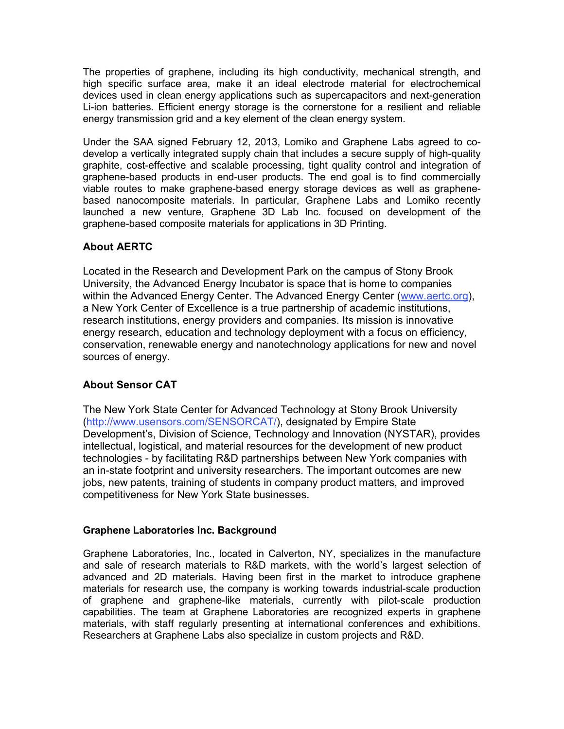The properties of graphene, including its high conductivity, mechanical strength, and high specific surface area, make it an ideal electrode material for electrochemical devices used in clean energy applications such as supercapacitors and next-generation Li-ion batteries. Efficient energy storage is the cornerstone for a resilient and reliable energy transmission grid and a key element of the clean energy system.

Under the SAA signed February 12, 2013, Lomiko and Graphene Labs agreed to co-develop a vertically integrated supply chain that includes a secure supply of high-quality graphite, cost-effective and scalable processing, tight quality control and integration of graphene-based products in end-user products. The end goal is to find commercially viable routes to make graphene-based energy storage devices as well as graphene-based nanocomposite materials. In particular, Graphene Labs and Lomiko recently launched a new venture, Graphene 3D Lab Inc. focused on development of the graphene-based composite materials for applications in 3D Printing.

## About AERTC

Located in the Research and Development Park on the campus of Stony Brook University, the Advanced Energy Incubator is space that is home to companies within the Advanced Energy Center. The Advanced Energy Center (www.aertc.org), a New York Center of Excellence is a true partnership of academic institutions, research institutions, energy providers and companies. Its mission is innovative energy research, education and technology deployment with a focus on efficiency, conservation, renewable energy and nanotechnology applications for new and novel sources of energy.

## About Sensor CAT

The New York State Center for Advanced Technology at Stony Brook University (http://www.usensors.com/SENSORCAT/), designated by Empire State Development's, Division of Science, Technology and Innovation (NYSTAR), provides intellectual, logistical, and material resources for the development of new product technologies - by facilitating R&D partnerships between New York companies with an in-state footprint and university researchers. The important outcomes are new jobs, new patents, training of students in company product matters, and improved competitiveness for New York State businesses.

### Graphene Laboratories Inc. Background

Graphene Laboratories, Inc., located in Calverton, NY, specializes in the manufacture and sale of research materials to R&D markets, with the world's largest selection of advanced and 2D materials. Having been first in the market to introduce graphene materials for research use, the company is working towards industrial-scale production of graphene and graphene-like materials, currently with pilot-scale production capabilities. The team at Graphene Laboratories are recognized experts in graphene materials, with staff regularly presenting at international conferences and exhibitions. Researchers at Graphene Labs also specialize in custom projects and R&D.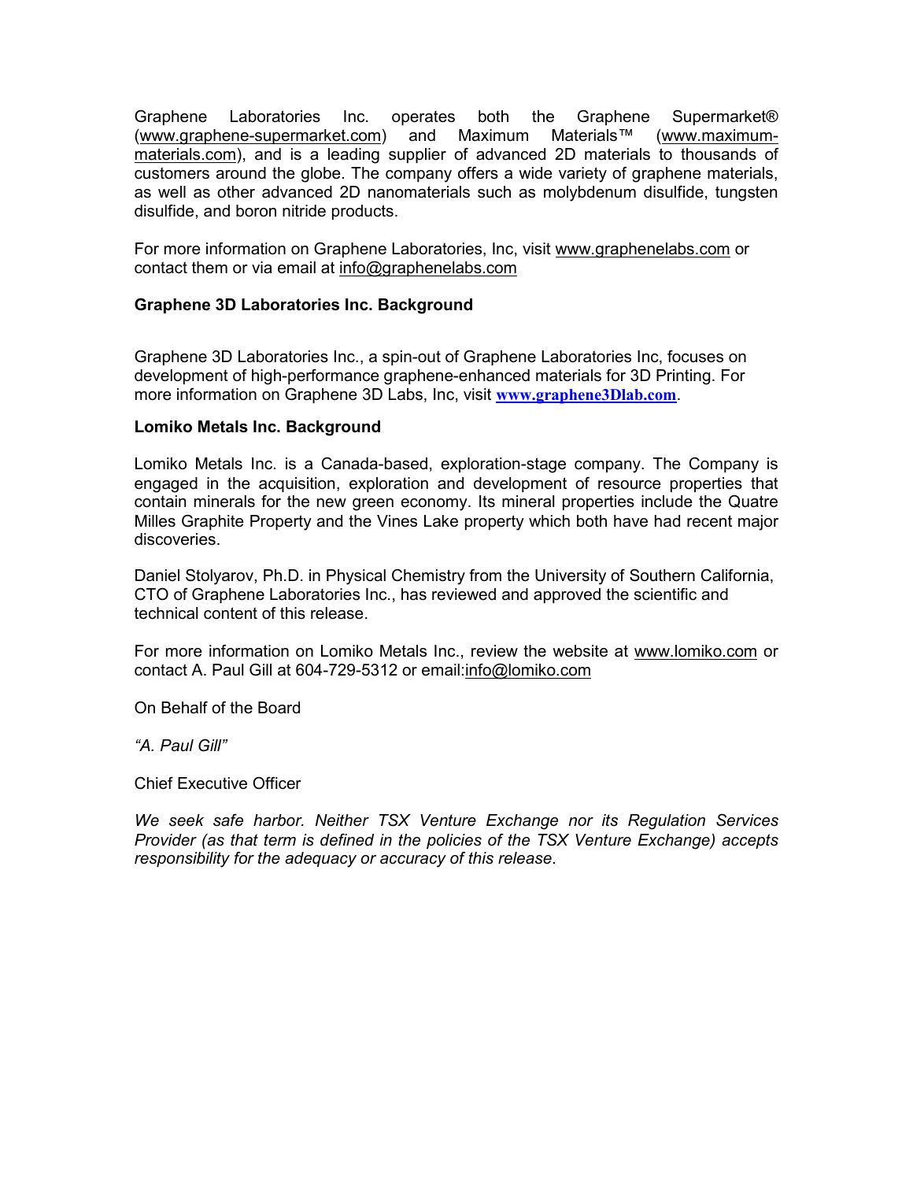Graphene Laboratories Inc. operates both the Graphene Supermarket® (www.graphene-supermarket.com) and Maximum Materials™ (www.maximum-materials.com), and is a leading supplier of advanced 2D materials to thousands of customers around the globe. The company offers a wide variety of graphene materials, as well as other advanced 2D nanomaterials such as molybdenum disulfide, tungsten disulfide, and boron nitride products.

For more information on Graphene Laboratories, Inc, visit www.graphenelabs.com or contact them or via email at info@graphenelabs.com

**Graphene 3D Laboratories Inc. Background**

Graphene 3D Laboratories Inc., a spin-out of Graphene Laboratories Inc, focuses on development of high-performance graphene-enhanced materials for 3D Printing. For more information on Graphene 3D Labs, Inc, visit **www.graphene3Dlab.com**.

**Lomiko Metals Inc. Background**

Lomiko Metals Inc. is a Canada-based, exploration-stage company. The Company is engaged in the acquisition, exploration and development of resource properties that contain minerals for the new green economy. Its mineral properties include the Quatre Milles Graphite Property and the Vines Lake property which both have had recent major discoveries.

Daniel Stolyarov, Ph.D. in Physical Chemistry from the University of Southern California, CTO of Graphene Laboratories Inc., has reviewed and approved the scientific and technical content of this release.

For more information on Lomiko Metals Inc., review the website at www.lomiko.com or contact A. Paul Gill at 604-729-5312 or email:info@lomiko.com

On Behalf of the Board

*"A. Paul Gill"*

Chief Executive Officer

*We seek safe harbor. Neither TSX Venture Exchange nor its Regulation Services Provider (as that term is defined in the policies of the TSX Venture Exchange) accepts responsibility for the adequacy or accuracy of this release.*